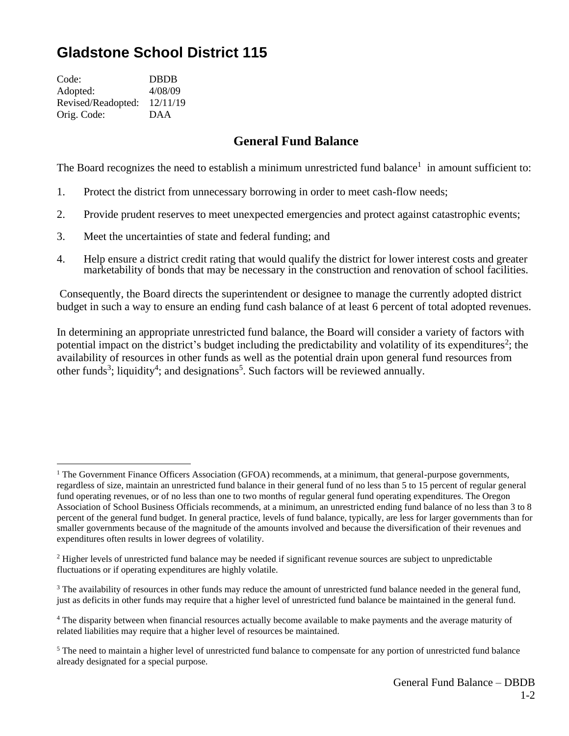# Gladstone School District 115

Code: DBDB
Adopted: 4/08/09
Revised/Readopted: 12/11/19
Orig. Code: DAA

## General Fund Balance

The Board recognizes the need to establish a minimum unrestricted fund balance[1] in amount sufficient to:

1. Protect the district from unnecessary borrowing in order to meet cash-flow needs;
2. Provide prudent reserves to meet unexpected emergencies and protect against catastrophic events;
3. Meet the uncertainties of state and federal funding; and
4. Help ensure a district credit rating that would qualify the district for lower interest costs and greater marketability of bonds that may be necessary in the construction and renovation of school facilities.

Consequently, the Board directs the superintendent or designee to manage the currently adopted district budget in such a way to ensure an ending fund cash balance of at least 6 percent of total adopted revenues.

In determining an appropriate unrestricted fund balance, the Board will consider a variety of factors with potential impact on the district's budget including the predictability and volatility of its expenditures[2]; the availability of resources in other funds as well as the potential drain upon general fund resources from other funds[3]; liquidity[4]; and designations[5]. Such factors will be reviewed annually.

---

[1] The Government Finance Officers Association (GFOA) recommends, at a minimum, that general-purpose governments, regardless of size, maintain an unrestricted fund balance in their general fund of no less than 5 to 15 percent of regular general fund operating revenues, or of no less than one to two months of regular general fund operating expenditures. The Oregon Association of School Business Officials recommends, at a minimum, an unrestricted ending fund balance of no less than 3 to 8 percent of the general fund budget. In general practice, levels of fund balance, typically, are less for larger governments than for smaller governments because of the magnitude of the amounts involved and because the diversification of their revenues and expenditures often results in lower degrees of volatility.

[2] Higher levels of unrestricted fund balance may be needed if significant revenue sources are subject to unpredictable fluctuations or if operating expenditures are highly volatile.

[3] The availability of resources in other funds may reduce the amount of unrestricted fund balance needed in the general fund, just as deficits in other funds may require that a higher level of unrestricted fund balance be maintained in the general fund.

[4] The disparity between when financial resources actually become available to make payments and the average maturity of related liabilities may require that a higher level of resources be maintained.

[5] The need to maintain a higher level of unrestricted fund balance to compensate for any portion of unrestricted fund balance already designated for a special purpose.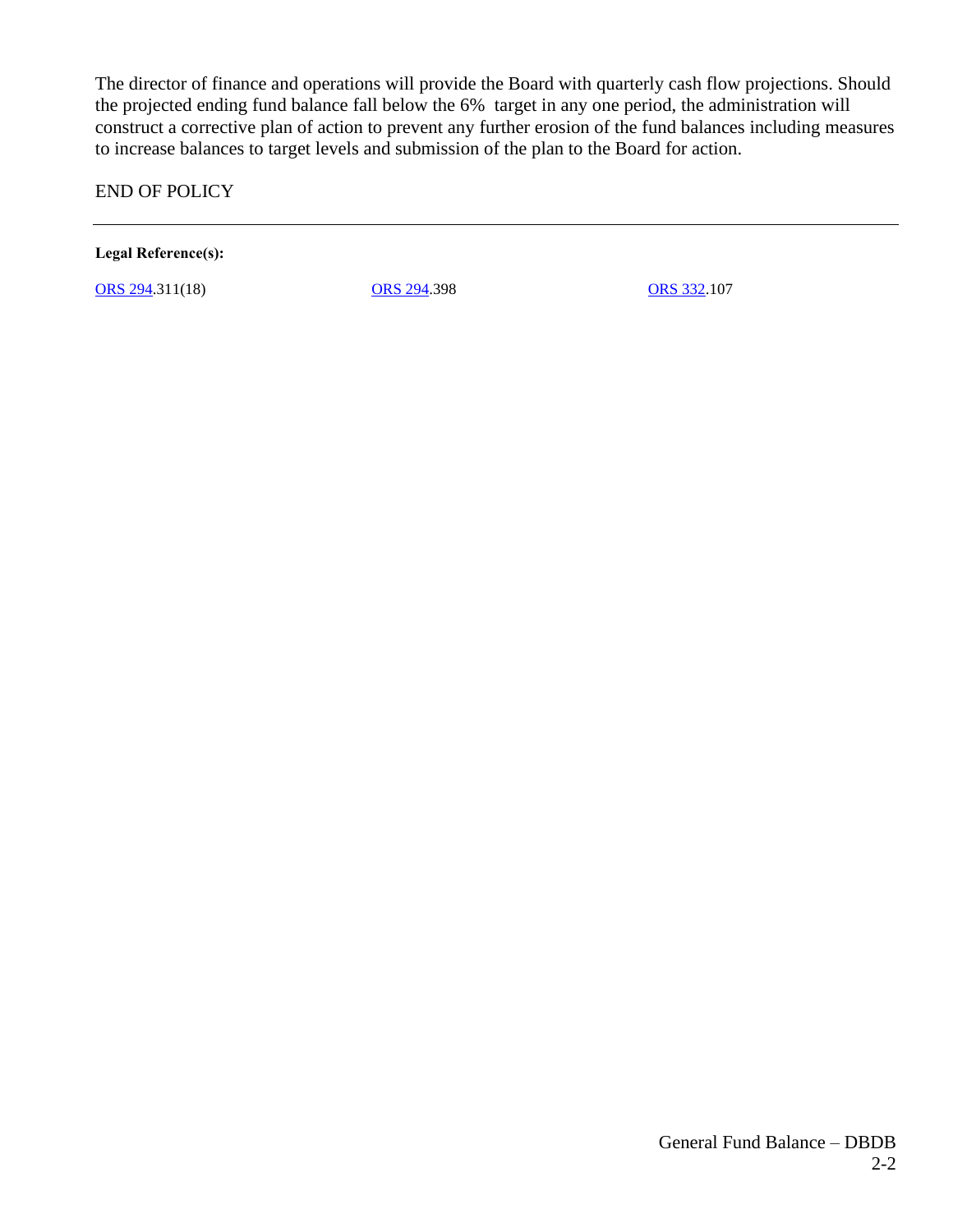The director of finance and operations will provide the Board with quarterly cash flow projections. Should the projected ending fund balance fall below the 6%  target in any one period, the administration will construct a corrective plan of action to prevent any further erosion of the fund balances including measures to increase balances to target levels and submission of the plan to the Board for action.

END OF POLICY

---

**Legal Reference(s):**

| | | |
|---|---|---|
| ORS 294.311(18) | ORS 294.398 | ORS 332.107 |